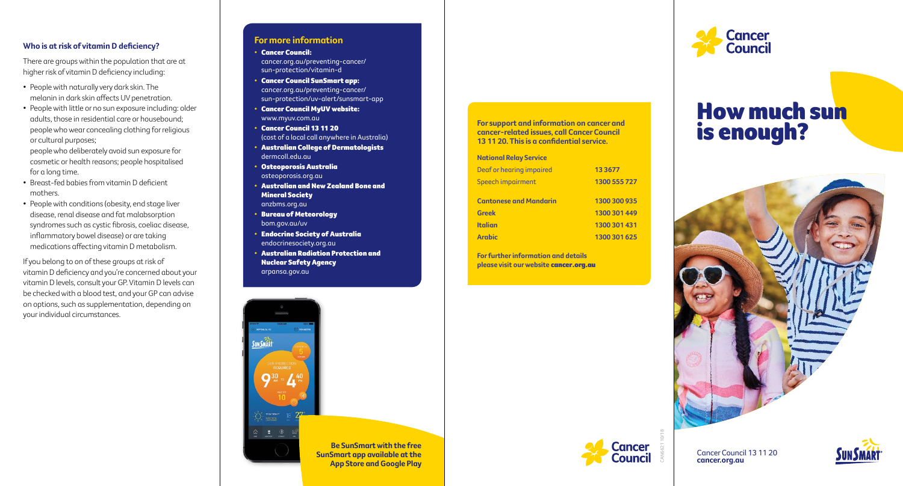### Who is at risk of vitamin D deficiency?

There are groups within the population that are at higher risk of vitamin D deficiency including:

- People with naturally very dark skin. The melanin in dark skin affects UV penetration.
- People with little or no sun exposure including: older adults, those in residential care or housebound; people who wear concealing clothing for religious or cultural purposes;
  people who deliberately avoid sun exposure for cosmetic or health reasons; people hospitalised for a long time.
- Breast-fed babies from vitamin D deficient mothers.
- People with conditions (obesity, end stage liver disease, renal disease and fat malabsorption syndromes such as cystic fibrosis, coeliac disease, inflammatory bowel disease) or are taking medications affecting vitamin D metabolism.

If you belong to on of these groups at risk of vitamin D deficiency and you're concerned about your vitamin D levels, consult your GP. Vitamin D levels can be checked with a blood test, and your GP can advise on options, such as supplementation, depending on your individual circumstances.

### For more information

- **Cancer Council:** cancer.org.au/preventing-cancer/sun-protection/vitamin-d
- **Cancer Council SunSmart app:** cancer.org.au/preventing-cancer/sun-protection/uv-alert/sunsmart-app
- **Cancer Council MyUV website:** www.myuv.com.au
- **Cancer Council 13 11 20** (cost of a local call anywhere in Australia)
- **Australian College of Dermatologists** dermcoll.edu.au
- **Osteoporosis Australia** osteoporosis.org.au
- **Australian and New Zealand Bone and Mineral Society** anzbms.org.au
- **Bureau of Meteorology** bom.gov.au/uv
- **Endocrine Society of Australia** endocrinesociety.org.au
- **Australian Radiation Protection and Nuclear Safety Agency** arpansa.gov.au

**Be SunSmart with the free SunSmart app available at the App Store and Google Play**

**For support and information on cancer and cancer-related issues, call Cancer Council 13 11 20. This is a confidential service.**

| **National Relay Service** | |
|---|---|
| Deaf or hearing impaired | **13 3677** |
| Speech impairment | **1300 555 727** |
| **Cantonese and Mandarin** | **1300 300 935** |
| **Greek** | **1300 301 449** |
| **Italian** | **1300 301 431** |
| **Arabic** | **1300 301 625** |

**For further information and details please visit our website cancer.org.au**

Cancer Council

CAN6621 10/18

Cancer Council

# How much sun is enough?

Cancer Council 13 11 20
**cancer.org.au**

SunSmart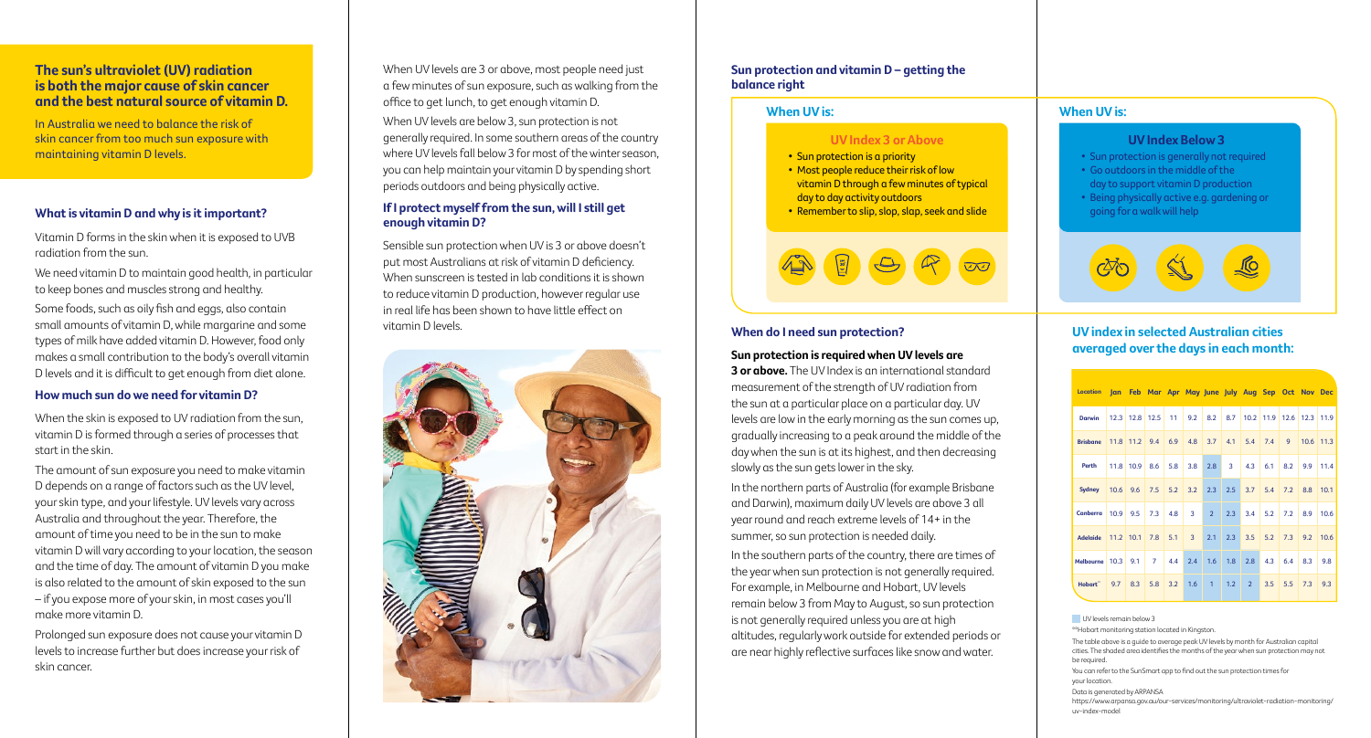## The sun's ultraviolet (UV) radiation is both the major cause of skin cancer and the best natural source of vitamin D.

In Australia we need to balance the risk of skin cancer from too much sun exposure with maintaining vitamin D levels.

### What is vitamin D and why is it important?

Vitamin D forms in the skin when it is exposed to UVB radiation from the sun.

We need vitamin D to maintain good health, in particular to keep bones and muscles strong and healthy.

Some foods, such as oily fish and eggs, also contain small amounts of vitamin D, while margarine and some types of milk have added vitamin D. However, food only makes a small contribution to the body's overall vitamin D levels and it is difficult to get enough from diet alone.

### How much sun do we need for vitamin D?

When the skin is exposed to UV radiation from the sun, vitamin D is formed through a series of processes that start in the skin.

The amount of sun exposure you need to make vitamin D depends on a range of factors such as the UV level, your skin type, and your lifestyle. UV levels vary across Australia and throughout the year. Therefore, the amount of time you need to be in the sun to make vitamin D will vary according to your location, the season and the time of day. The amount of vitamin D you make is also related to the amount of skin exposed to the sun – if you expose more of your skin, in most cases you'll make more vitamin D.

Prolonged sun exposure does not cause your vitamin D levels to increase further but does increase your risk of skin cancer.

When UV levels are 3 or above, most people need just a few minutes of sun exposure, such as walking from the office to get lunch, to get enough vitamin D.

When UV levels are below 3, sun protection is not generally required. In some southern areas of the country where UV levels fall below 3 for most of the winter season, you can help maintain your vitamin D by spending short periods outdoors and being physically active.

### If I protect myself from the sun, will I still get enough vitamin D?

Sensible sun protection when UV is 3 or above doesn't put most Australians at risk of vitamin D deficiency. When sunscreen is tested in lab conditions it is shown to reduce vitamin D production, however regular use in real life has been shown to have little effect on vitamin D levels.

### Sun protection and vitamin D – getting the balance right

**When UV is:**

**UV Index 3 or Above**

- Sun protection is a priority
- Most people reduce their risk of low vitamin D through a few minutes of typical day to day activity outdoors
- Remember to slip, slop, slap, seek and slide

**When UV is:**

**UV Index Below 3**

- Sun protection is generally not required
- Go outdoors in the middle of the day to support vitamin D production
- Being physically active e.g. gardening or going for a walk will help

### When do I need sun protection?

**Sun protection is required when UV levels are 3 or above.** The UV Index is an international standard measurement of the strength of UV radiation from the sun at a particular place on a particular day. UV levels are low in the early morning as the sun comes up, gradually increasing to a peak around the middle of the day when the sun is at its highest, and then decreasing slowly as the sun gets lower in the sky.

In the northern parts of Australia (for example Brisbane and Darwin), maximum daily UV levels are above 3 all year round and reach extreme levels of 14+ in the summer, so sun protection is needed daily.

In the southern parts of the country, there are times of the year when sun protection is not generally required. For example, in Melbourne and Hobart, UV levels remain below 3 from May to August, so sun protection is not generally required unless you are at high altitudes, regularly work outside for extended periods or are near highly reflective surfaces like snow and water.

### UV index in selected Australian cities averaged over the days in each month:

| Location | Jan | Feb | Mar | Apr | May | June | July | Aug | Sep | Oct | Nov | Dec |
|---|---|---|---|---|---|---|---|---|---|---|---|---|
| Darwin | 12.3 | 12.8 | 12.5 | 11 | 9.2 | 8.2 | 8.7 | 10.2 | 11.9 | 12.6 | 12.3 | 11.9 |
| Brisbane | 11.8 | 11.2 | 9.4 | 6.9 | 4.8 | 3.7 | 4.1 | 5.4 | 7.4 | 9 | 10.6 | 11.3 |
| Perth | 11.8 | 10.9 | 8.6 | 5.8 | 3.8 | 2.8 | 3 | 4.3 | 6.1 | 8.2 | 9.9 | 11.4 |
| Sydney | 10.6 | 9.6 | 7.5 | 5.2 | 3.2 | 2.3 | 2.5 | 3.7 | 5.4 | 7.2 | 8.8 | 10.1 |
| Canberra | 10.9 | 9.5 | 7.3 | 4.8 | 3 | 2 | 2.3 | 3.4 | 5.2 | 7.2 | 8.9 | 10.6 |
| Adelaide | 11.2 | 10.1 | 7.8 | 5.1 | 3 | 2.1 | 2.3 | 3.5 | 5.2 | 7.3 | 9.2 | 10.6 |
| Melbourne | 10.3 | 9.1 | 7 | 4.4 | 2.4 | 1.6 | 1.8 | 2.8 | 4.3 | 6.4 | 8.3 | 9.8 |
| Hobart** | 9.7 | 8.3 | 5.8 | 3.2 | 1.6 | 1 | 1.2 | 2 | 3.5 | 5.5 | 7.3 | 9.3 |

UV levels remain below 3

**Hobart monitoring station located in Kingston.

The table above is a guide to average peak UV levels by month for Australian capital cities. The shaded area identifies the months of the year when sun protection may not be required.

You can refer to the SunSmart app to find out the sun protection times for your location.

Data is generated by ARPANSA.

https://www.arpansa.gov.au/our-services/monitoring/ultraviolet-radiation-monitoring/uv-index-model